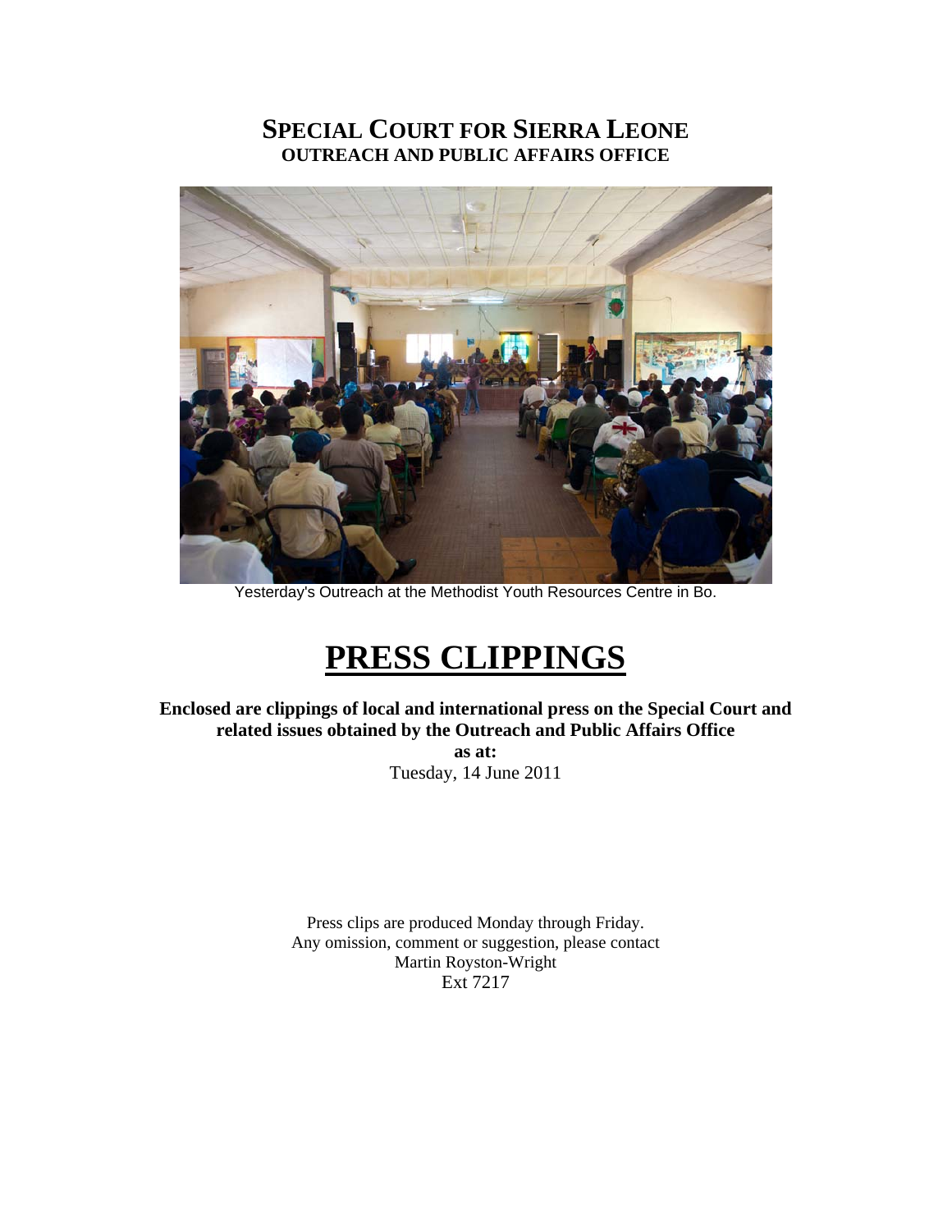# SPECIAL COURT FOR SIERRA LEONE
## OUTREACH AND PUBLIC AFFAIRS OFFICE

Yesterday's Outreach at the Methodist Youth Resources Centre in Bo.

# PRESS CLIPPINGS

**Enclosed are clippings of local and international press on the Special Court and related issues obtained by the Outreach and Public Affairs Office**

**as at:**

Tuesday, 14 June 2011

Press clips are produced Monday through Friday.
Any omission, comment or suggestion, please contact
Martin Royston-Wright
Ext 7217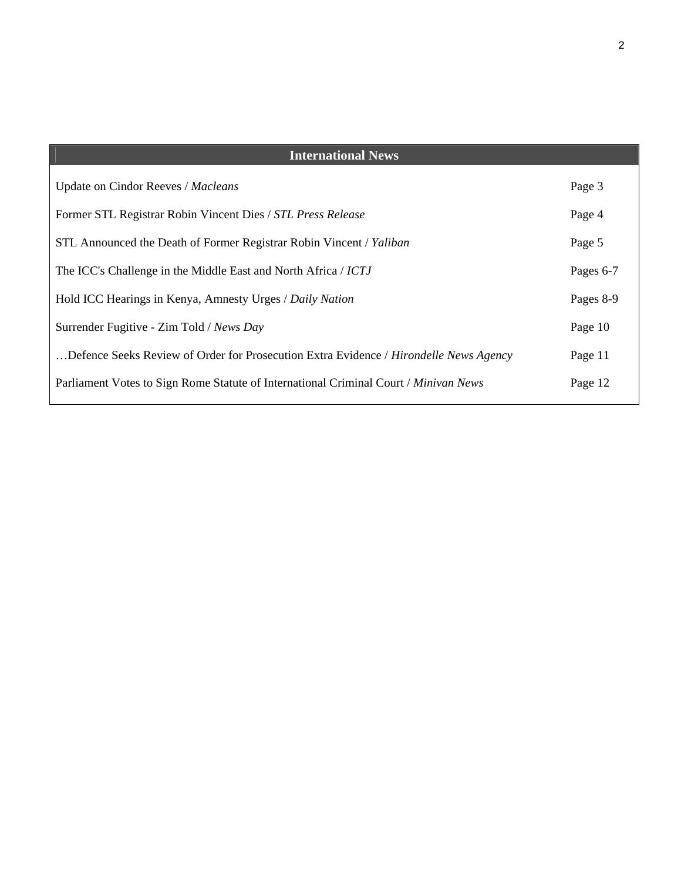## International News

| | |
|---|---|
| Update on Cindor Reeves / *Macleans* | Page 3 |
| Former STL Registrar Robin Vincent Dies / *STL Press Release* | Page 4 |
| STL Announced the Death of Former Registrar Robin Vincent / *Yaliban* | Page 5 |
| The ICC's Challenge in the Middle East and North Africa / *ICTJ* | Pages 6-7 |
| Hold ICC Hearings in Kenya, Amnesty Urges / *Daily Nation* | Pages 8-9 |
| Surrender Fugitive - Zim Told / *News Day* | Page 10 |
| …Defence Seeks Review of Order for Prosecution Extra Evidence / *Hirondelle News Agency* | Page 11 |
| Parliament Votes to Sign Rome Statute of International Criminal Court / *Minivan News* | Page 12 |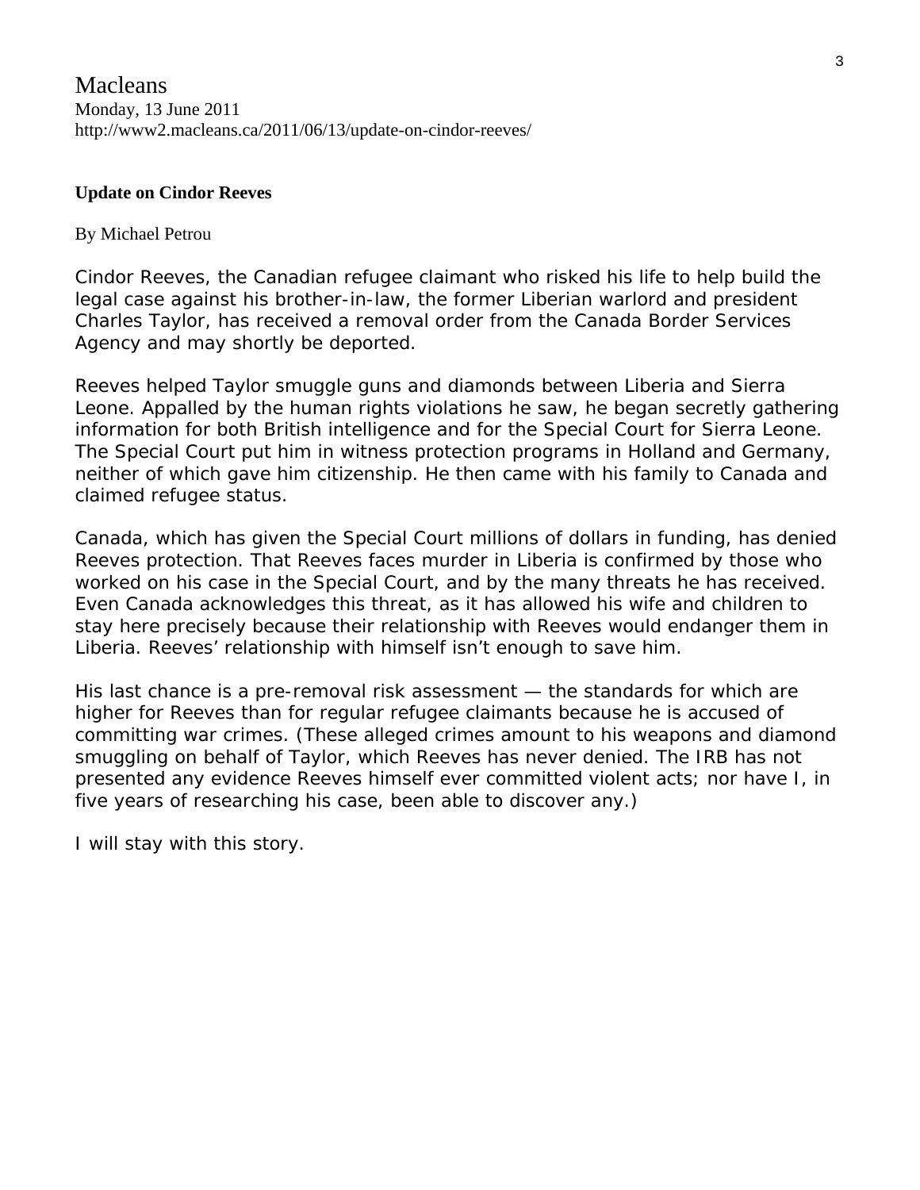Macleans
Monday, 13 June 2011
http://www2.macleans.ca/2011/06/13/update-on-cindor-reeves/

**Update on Cindor Reeves**

By Michael Petrou

Cindor Reeves, the Canadian refugee claimant who risked his life to help build the legal case against his brother-in-law, the former Liberian warlord and president Charles Taylor, has received a removal order from the Canada Border Services Agency and may shortly be deported.

Reeves helped Taylor smuggle guns and diamonds between Liberia and Sierra Leone. Appalled by the human rights violations he saw, he began secretly gathering information for both British intelligence and for the Special Court for Sierra Leone. The Special Court put him in witness protection programs in Holland and Germany, neither of which gave him citizenship. He then came with his family to Canada and claimed refugee status.

Canada, which has given the Special Court millions of dollars in funding, has denied Reeves protection. That Reeves faces murder in Liberia is confirmed by those who worked on his case in the Special Court, and by the many threats he has received. Even Canada acknowledges this threat, as it has allowed his wife and children to stay here precisely because their relationship with Reeves would endanger them in Liberia. Reeves' relationship with himself isn't enough to save him.

His last chance is a pre-removal risk assessment — the standards for which are higher for Reeves than for regular refugee claimants because he is accused of committing war crimes. (These alleged crimes amount to his weapons and diamond smuggling on behalf of Taylor, which Reeves has never denied. The IRB has not presented any evidence Reeves himself ever committed violent acts; nor have I, in five years of researching his case, been able to discover any.)

I will stay with this story.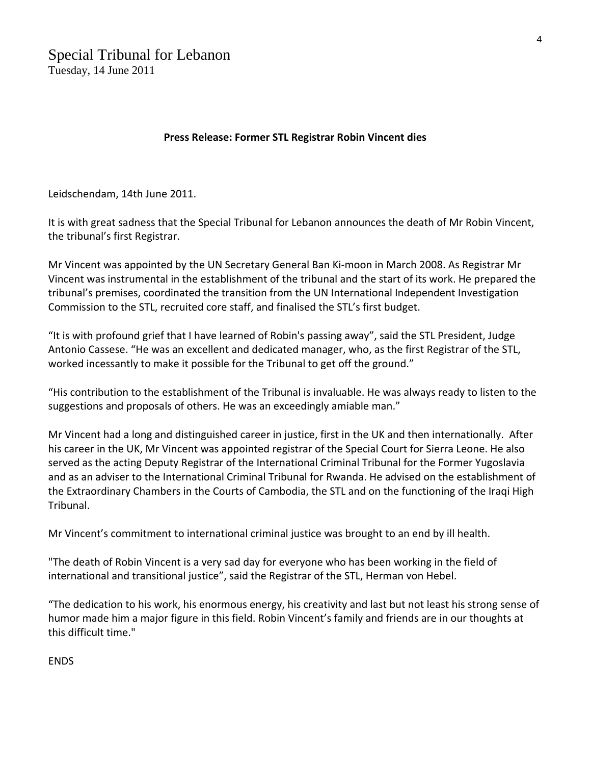# Special Tribunal for Lebanon

Tuesday, 14 June 2011

**Press Release: Former STL Registrar Robin Vincent dies**

Leidschendam, 14th June 2011.

It is with great sadness that the Special Tribunal for Lebanon announces the death of Mr Robin Vincent, the tribunal's first Registrar.

Mr Vincent was appointed by the UN Secretary General Ban Ki-moon in March 2008. As Registrar Mr Vincent was instrumental in the establishment of the tribunal and the start of its work. He prepared the tribunal's premises, coordinated the transition from the UN International Independent Investigation Commission to the STL, recruited core staff, and finalised the STL's first budget.

"It is with profound grief that I have learned of Robin's passing away", said the STL President, Judge Antonio Cassese. "He was an excellent and dedicated manager, who, as the first Registrar of the STL, worked incessantly to make it possible for the Tribunal to get off the ground."

"His contribution to the establishment of the Tribunal is invaluable. He was always ready to listen to the suggestions and proposals of others. He was an exceedingly amiable man."

Mr Vincent had a long and distinguished career in justice, first in the UK and then internationally. After his career in the UK, Mr Vincent was appointed registrar of the Special Court for Sierra Leone. He also served as the acting Deputy Registrar of the International Criminal Tribunal for the Former Yugoslavia and as an adviser to the International Criminal Tribunal for Rwanda. He advised on the establishment of the Extraordinary Chambers in the Courts of Cambodia, the STL and on the functioning of the Iraqi High Tribunal.

Mr Vincent's commitment to international criminal justice was brought to an end by ill health.

"The death of Robin Vincent is a very sad day for everyone who has been working in the field of international and transitional justice", said the Registrar of the STL, Herman von Hebel.

"The dedication to his work, his enormous energy, his creativity and last but not least his strong sense of humor made him a major figure in this field. Robin Vincent's family and friends are in our thoughts at this difficult time."

ENDS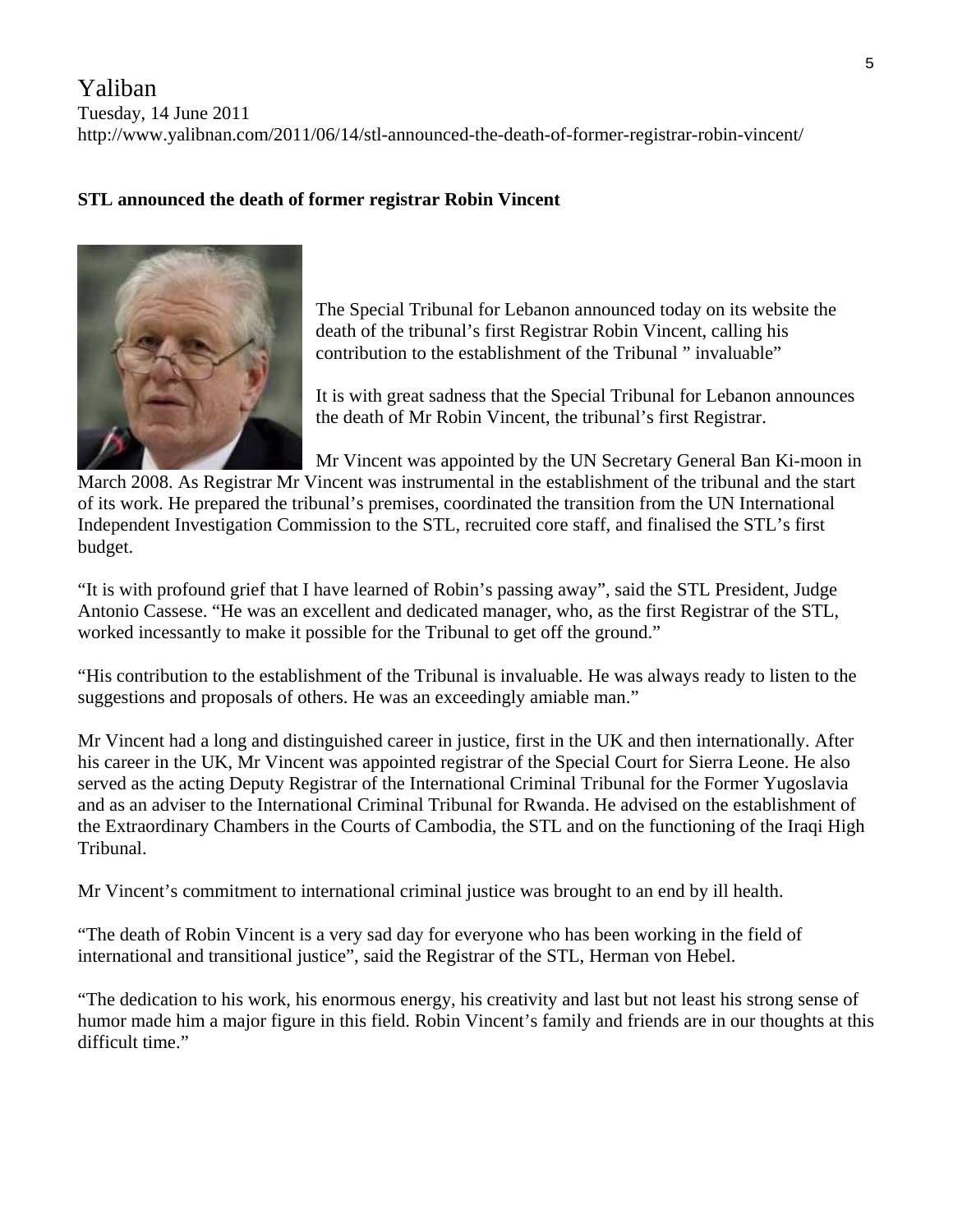Yaliban
Tuesday, 14 June 2011
http://www.yalibnan.com/2011/06/14/stl-announced-the-death-of-former-registrar-robin-vincent/

**STL announced the death of former registrar Robin Vincent**

The Special Tribunal for Lebanon announced today on its website the death of the tribunal's first Registrar Robin Vincent, calling his contribution to the establishment of the Tribunal " invaluable"

It is with great sadness that the Special Tribunal for Lebanon announces the death of Mr Robin Vincent, the tribunal's first Registrar.

Mr Vincent was appointed by the UN Secretary General Ban Ki-moon in March 2008. As Registrar Mr Vincent was instrumental in the establishment of the tribunal and the start of its work. He prepared the tribunal's premises, coordinated the transition from the UN International Independent Investigation Commission to the STL, recruited core staff, and finalised the STL's first budget.

"It is with profound grief that I have learned of Robin's passing away", said the STL President, Judge Antonio Cassese. "He was an excellent and dedicated manager, who, as the first Registrar of the STL, worked incessantly to make it possible for the Tribunal to get off the ground."

"His contribution to the establishment of the Tribunal is invaluable. He was always ready to listen to the suggestions and proposals of others. He was an exceedingly amiable man."

Mr Vincent had a long and distinguished career in justice, first in the UK and then internationally. After his career in the UK, Mr Vincent was appointed registrar of the Special Court for Sierra Leone. He also served as the acting Deputy Registrar of the International Criminal Tribunal for the Former Yugoslavia and as an adviser to the International Criminal Tribunal for Rwanda. He advised on the establishment of the Extraordinary Chambers in the Courts of Cambodia, the STL and on the functioning of the Iraqi High Tribunal.

Mr Vincent's commitment to international criminal justice was brought to an end by ill health.

"The death of Robin Vincent is a very sad day for everyone who has been working in the field of international and transitional justice", said the Registrar of the STL, Herman von Hebel.

"The dedication to his work, his enormous energy, his creativity and last but not least his strong sense of humor made him a major figure in this field. Robin Vincent's family and friends are in our thoughts at this difficult time."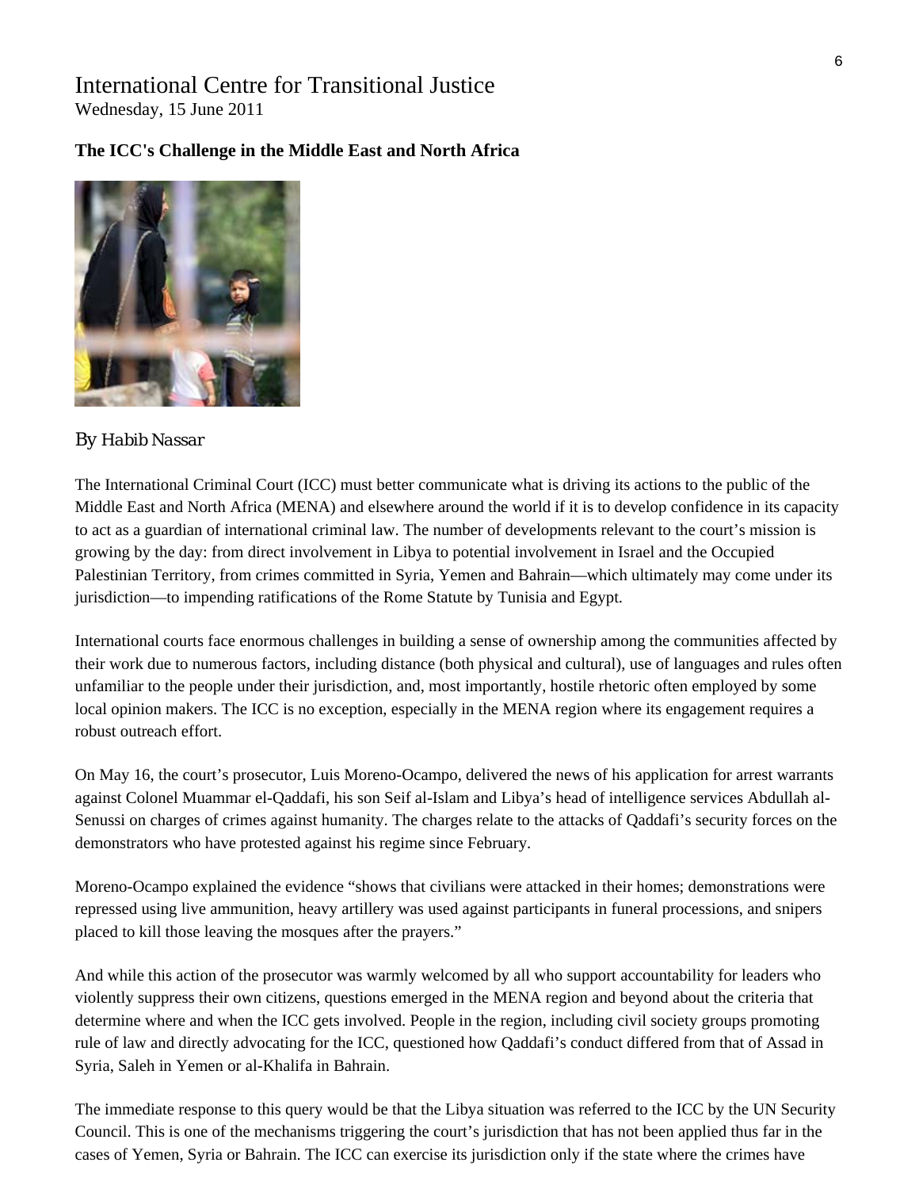# International Centre for Transitional Justice

Wednesday, 15 June 2011

**The ICC's Challenge in the Middle East and North Africa**

*By Habib Nassar*

The International Criminal Court (ICC) must better communicate what is driving its actions to the public of the Middle East and North Africa (MENA) and elsewhere around the world if it is to develop confidence in its capacity to act as a guardian of international criminal law. The number of developments relevant to the court's mission is growing by the day: from direct involvement in Libya to potential involvement in Israel and the Occupied Palestinian Territory, from crimes committed in Syria, Yemen and Bahrain—which ultimately may come under its jurisdiction—to impending ratifications of the Rome Statute by Tunisia and Egypt.

International courts face enormous challenges in building a sense of ownership among the communities affected by their work due to numerous factors, including distance (both physical and cultural), use of languages and rules often unfamiliar to the people under their jurisdiction, and, most importantly, hostile rhetoric often employed by some local opinion makers. The ICC is no exception, especially in the MENA region where its engagement requires a robust outreach effort.

On May 16, the court's prosecutor, Luis Moreno-Ocampo, delivered the news of his application for arrest warrants against Colonel Muammar el-Qaddafi, his son Seif al-Islam and Libya's head of intelligence services Abdullah al-Senussi on charges of crimes against humanity. The charges relate to the attacks of Qaddafi's security forces on the demonstrators who have protested against his regime since February.

Moreno-Ocampo explained the evidence "shows that civilians were attacked in their homes; demonstrations were repressed using live ammunition, heavy artillery was used against participants in funeral processions, and snipers placed to kill those leaving the mosques after the prayers."

And while this action of the prosecutor was warmly welcomed by all who support accountability for leaders who violently suppress their own citizens, questions emerged in the MENA region and beyond about the criteria that determine where and when the ICC gets involved. People in the region, including civil society groups promoting rule of law and directly advocating for the ICC, questioned how Qaddafi's conduct differed from that of Assad in Syria, Saleh in Yemen or al-Khalifa in Bahrain.

The immediate response to this query would be that the Libya situation was referred to the ICC by the UN Security Council. This is one of the mechanisms triggering the court's jurisdiction that has not been applied thus far in the cases of Yemen, Syria or Bahrain. The ICC can exercise its jurisdiction only if the state where the crimes have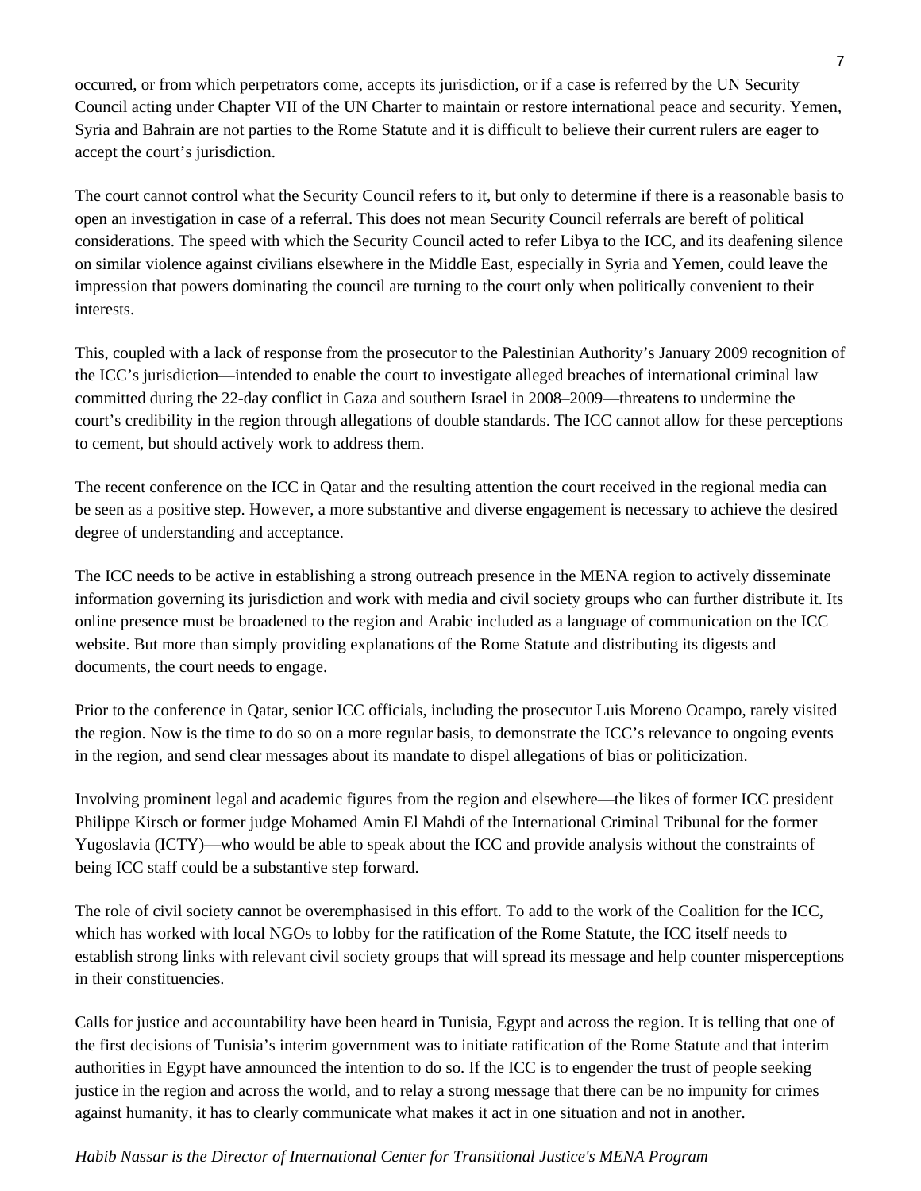occurred, or from which perpetrators come, accepts its jurisdiction, or if a case is referred by the UN Security Council acting under Chapter VII of the UN Charter to maintain or restore international peace and security. Yemen, Syria and Bahrain are not parties to the Rome Statute and it is difficult to believe their current rulers are eager to accept the court's jurisdiction.

The court cannot control what the Security Council refers to it, but only to determine if there is a reasonable basis to open an investigation in case of a referral. This does not mean Security Council referrals are bereft of political considerations. The speed with which the Security Council acted to refer Libya to the ICC, and its deafening silence on similar violence against civilians elsewhere in the Middle East, especially in Syria and Yemen, could leave the impression that powers dominating the council are turning to the court only when politically convenient to their interests.

This, coupled with a lack of response from the prosecutor to the Palestinian Authority's January 2009 recognition of the ICC's jurisdiction—intended to enable the court to investigate alleged breaches of international criminal law committed during the 22-day conflict in Gaza and southern Israel in 2008–2009—threatens to undermine the court's credibility in the region through allegations of double standards. The ICC cannot allow for these perceptions to cement, but should actively work to address them.

The recent conference on the ICC in Qatar and the resulting attention the court received in the regional media can be seen as a positive step. However, a more substantive and diverse engagement is necessary to achieve the desired degree of understanding and acceptance.

The ICC needs to be active in establishing a strong outreach presence in the MENA region to actively disseminate information governing its jurisdiction and work with media and civil society groups who can further distribute it. Its online presence must be broadened to the region and Arabic included as a language of communication on the ICC website. But more than simply providing explanations of the Rome Statute and distributing its digests and documents, the court needs to engage.

Prior to the conference in Qatar, senior ICC officials, including the prosecutor Luis Moreno Ocampo, rarely visited the region. Now is the time to do so on a more regular basis, to demonstrate the ICC's relevance to ongoing events in the region, and send clear messages about its mandate to dispel allegations of bias or politicization.

Involving prominent legal and academic figures from the region and elsewhere—the likes of former ICC president Philippe Kirsch or former judge Mohamed Amin El Mahdi of the International Criminal Tribunal for the former Yugoslavia (ICTY)—who would be able to speak about the ICC and provide analysis without the constraints of being ICC staff could be a substantive step forward.

The role of civil society cannot be overemphasised in this effort. To add to the work of the Coalition for the ICC, which has worked with local NGOs to lobby for the ratification of the Rome Statute, the ICC itself needs to establish strong links with relevant civil society groups that will spread its message and help counter misperceptions in their constituencies.

Calls for justice and accountability have been heard in Tunisia, Egypt and across the region. It is telling that one of the first decisions of Tunisia's interim government was to initiate ratification of the Rome Statute and that interim authorities in Egypt have announced the intention to do so. If the ICC is to engender the trust of people seeking justice in the region and across the world, and to relay a strong message that there can be no impunity for crimes against humanity, it has to clearly communicate what makes it act in one situation and not in another.

*Habib Nassar is the Director of International Center for Transitional Justice's MENA Program*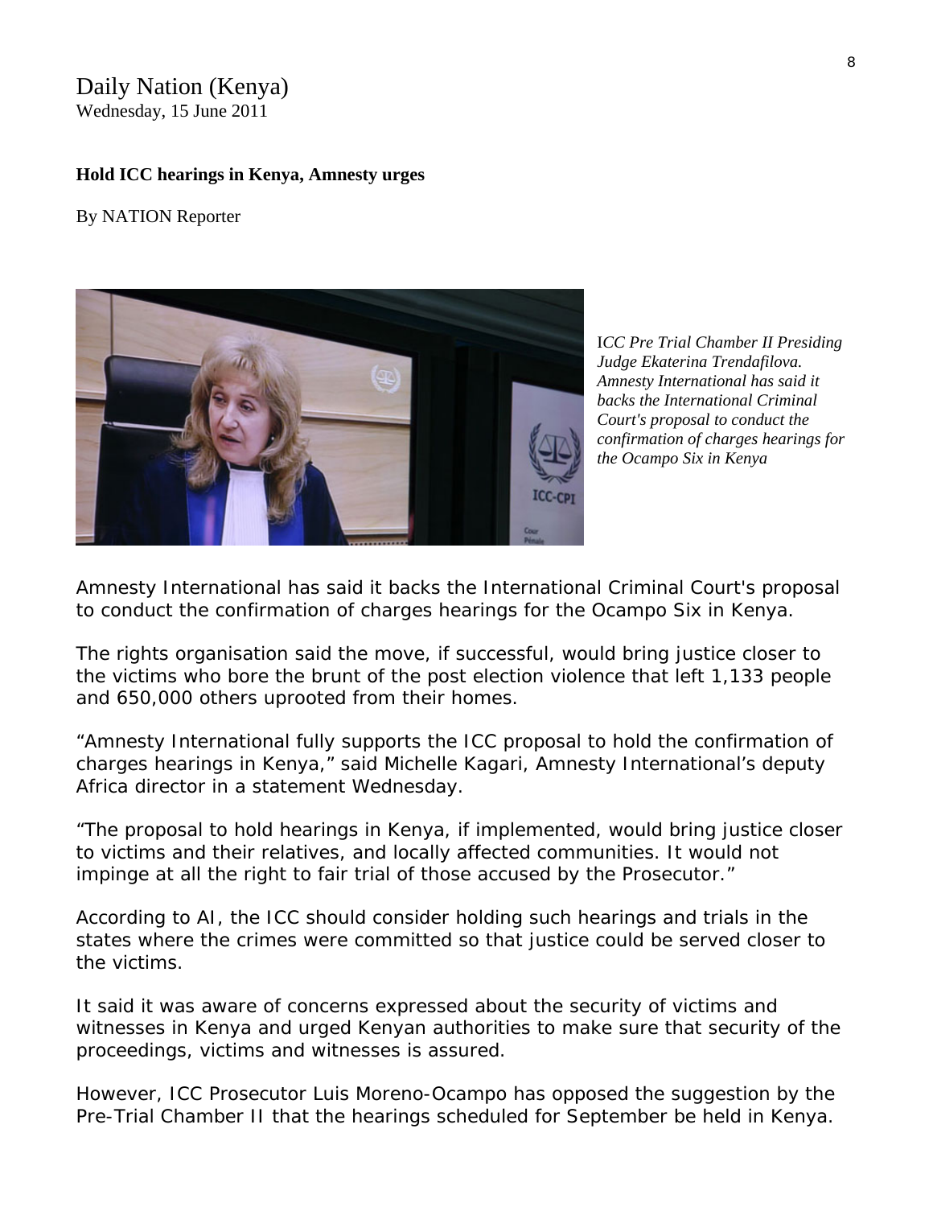Daily Nation (Kenya)
Wednesday, 15 June 2011

**Hold ICC hearings in Kenya, Amnesty urges**

By NATION Reporter

*ICC Pre Trial Chamber II Presiding Judge Ekaterina Trendafilova. Amnesty International has said it backs the International Criminal Court's proposal to conduct the confirmation of charges hearings for the Ocampo Six in Kenya*

Amnesty International has said it backs the International Criminal Court's proposal to conduct the confirmation of charges hearings for the Ocampo Six in Kenya.

The rights organisation said the move, if successful, would bring justice closer to the victims who bore the brunt of the post election violence that left 1,133 people and 650,000 others uprooted from their homes.

"Amnesty International fully supports the ICC proposal to hold the confirmation of charges hearings in Kenya," said Michelle Kagari, Amnesty International's deputy Africa director in a statement Wednesday.

"The proposal to hold hearings in Kenya, if implemented, would bring justice closer to victims and their relatives, and locally affected communities. It would not impinge at all the right to fair trial of those accused by the Prosecutor."

According to AI, the ICC should consider holding such hearings and trials in the states where the crimes were committed so that justice could be served closer to the victims.

It said it was aware of concerns expressed about the security of victims and witnesses in Kenya and urged Kenyan authorities to make sure that security of the proceedings, victims and witnesses is assured.

However, ICC Prosecutor Luis Moreno-Ocampo has opposed the suggestion by the Pre-Trial Chamber II that the hearings scheduled for September be held in Kenya.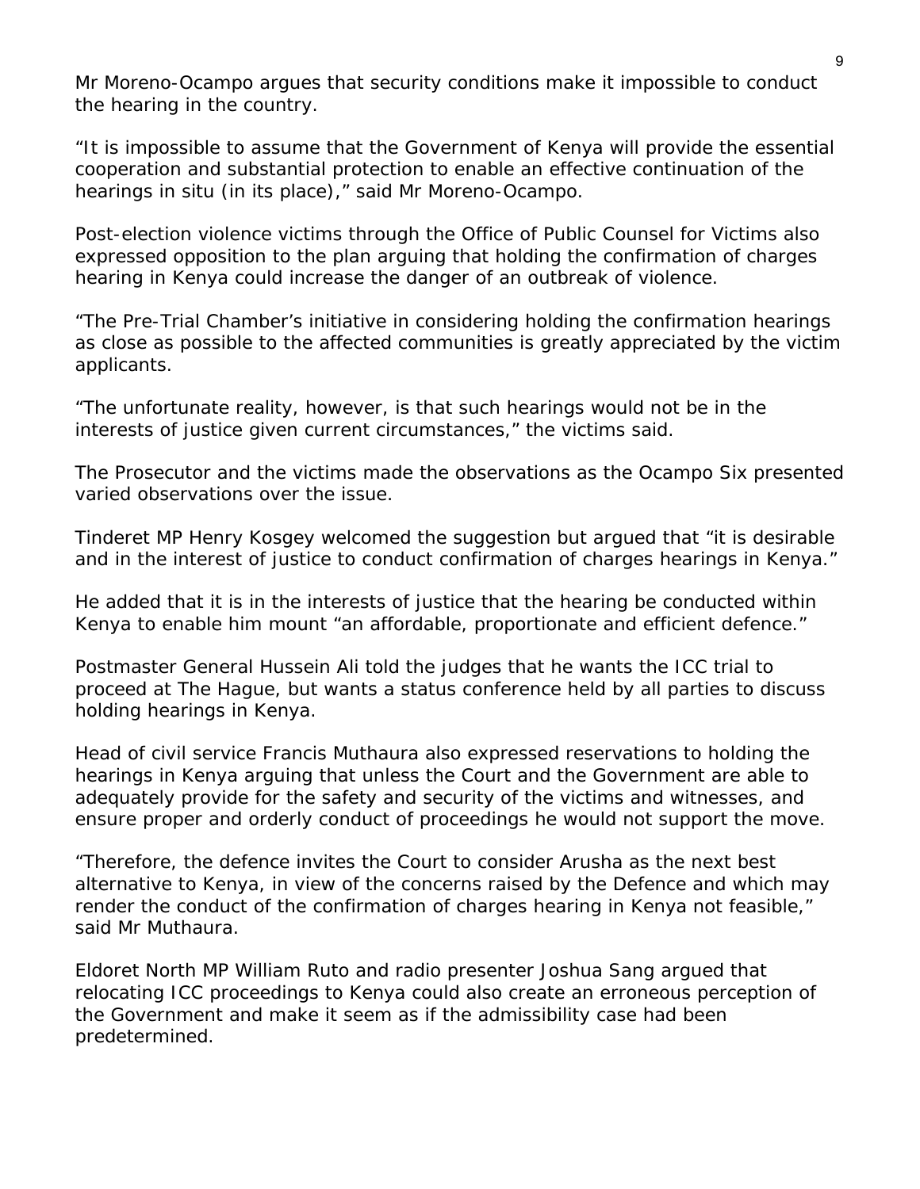Mr Moreno-Ocampo argues that security conditions make it impossible to conduct the hearing in the country.

"It is impossible to assume that the Government of Kenya will provide the essential cooperation and substantial protection to enable an effective continuation of the hearings in situ (in its place)," said Mr Moreno-Ocampo.

Post-election violence victims through the Office of Public Counsel for Victims also expressed opposition to the plan arguing that holding the confirmation of charges hearing in Kenya could increase the danger of an outbreak of violence.

"The Pre-Trial Chamber's initiative in considering holding the confirmation hearings as close as possible to the affected communities is greatly appreciated by the victim applicants.

"The unfortunate reality, however, is that such hearings would not be in the interests of justice given current circumstances," the victims said.

The Prosecutor and the victims made the observations as the Ocampo Six presented varied observations over the issue.

Tinderet MP Henry Kosgey welcomed the suggestion but argued that "it is desirable and in the interest of justice to conduct confirmation of charges hearings in Kenya."

He added that it is in the interests of justice that the hearing be conducted within Kenya to enable him mount "an affordable, proportionate and efficient defence."

Postmaster General Hussein Ali told the judges that he wants the ICC trial to proceed at The Hague, but wants a status conference held by all parties to discuss holding hearings in Kenya.

Head of civil service Francis Muthaura also expressed reservations to holding the hearings in Kenya arguing that unless the Court and the Government are able to adequately provide for the safety and security of the victims and witnesses, and ensure proper and orderly conduct of proceedings he would not support the move.

"Therefore, the defence invites the Court to consider Arusha as the next best alternative to Kenya, in view of the concerns raised by the Defence and which may render the conduct of the confirmation of charges hearing in Kenya not feasible," said Mr Muthaura.

Eldoret North MP William Ruto and radio presenter Joshua Sang argued that relocating ICC proceedings to Kenya could also create an erroneous perception of the Government and make it seem as if the admissibility case had been predetermined.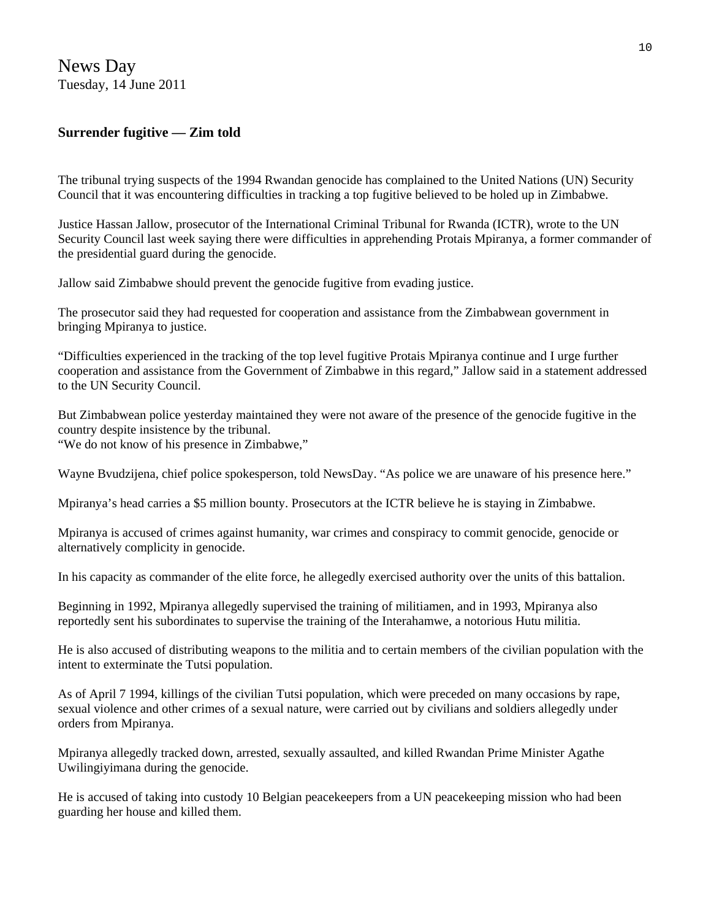News Day
Tuesday, 14 June 2011

**Surrender fugitive — Zim told**

The tribunal trying suspects of the 1994 Rwandan genocide has complained to the United Nations (UN) Security Council that it was encountering difficulties in tracking a top fugitive believed to be holed up in Zimbabwe.

Justice Hassan Jallow, prosecutor of the International Criminal Tribunal for Rwanda (ICTR), wrote to the UN Security Council last week saying there were difficulties in apprehending Protais Mpiranya, a former commander of the presidential guard during the genocide.

Jallow said Zimbabwe should prevent the genocide fugitive from evading justice.

The prosecutor said they had requested for cooperation and assistance from the Zimbabwean government in bringing Mpiranya to justice.

"Difficulties experienced in the tracking of the top level fugitive Protais Mpiranya continue and I urge further cooperation and assistance from the Government of Zimbabwe in this regard," Jallow said in a statement addressed to the UN Security Council.

But Zimbabwean police yesterday maintained they were not aware of the presence of the genocide fugitive in the country despite insistence by the tribunal.
"We do not know of his presence in Zimbabwe,"

Wayne Bvudzijena, chief police spokesperson, told NewsDay. "As police we are unaware of his presence here."

Mpiranya's head carries a $5 million bounty. Prosecutors at the ICTR believe he is staying in Zimbabwe.

Mpiranya is accused of crimes against humanity, war crimes and conspiracy to commit genocide, genocide or alternatively complicity in genocide.

In his capacity as commander of the elite force, he allegedly exercised authority over the units of this battalion.

Beginning in 1992, Mpiranya allegedly supervised the training of militiamen, and in 1993, Mpiranya also reportedly sent his subordinates to supervise the training of the Interahamwe, a notorious Hutu militia.

He is also accused of distributing weapons to the militia and to certain members of the civilian population with the intent to exterminate the Tutsi population.

As of April 7 1994, killings of the civilian Tutsi population, which were preceded on many occasions by rape, sexual violence and other crimes of a sexual nature, were carried out by civilians and soldiers allegedly under orders from Mpiranya.

Mpiranya allegedly tracked down, arrested, sexually assaulted, and killed Rwandan Prime Minister Agathe Uwilingiyimana during the genocide.

He is accused of taking into custody 10 Belgian peacekeepers from a UN peacekeeping mission who had been guarding her house and killed them.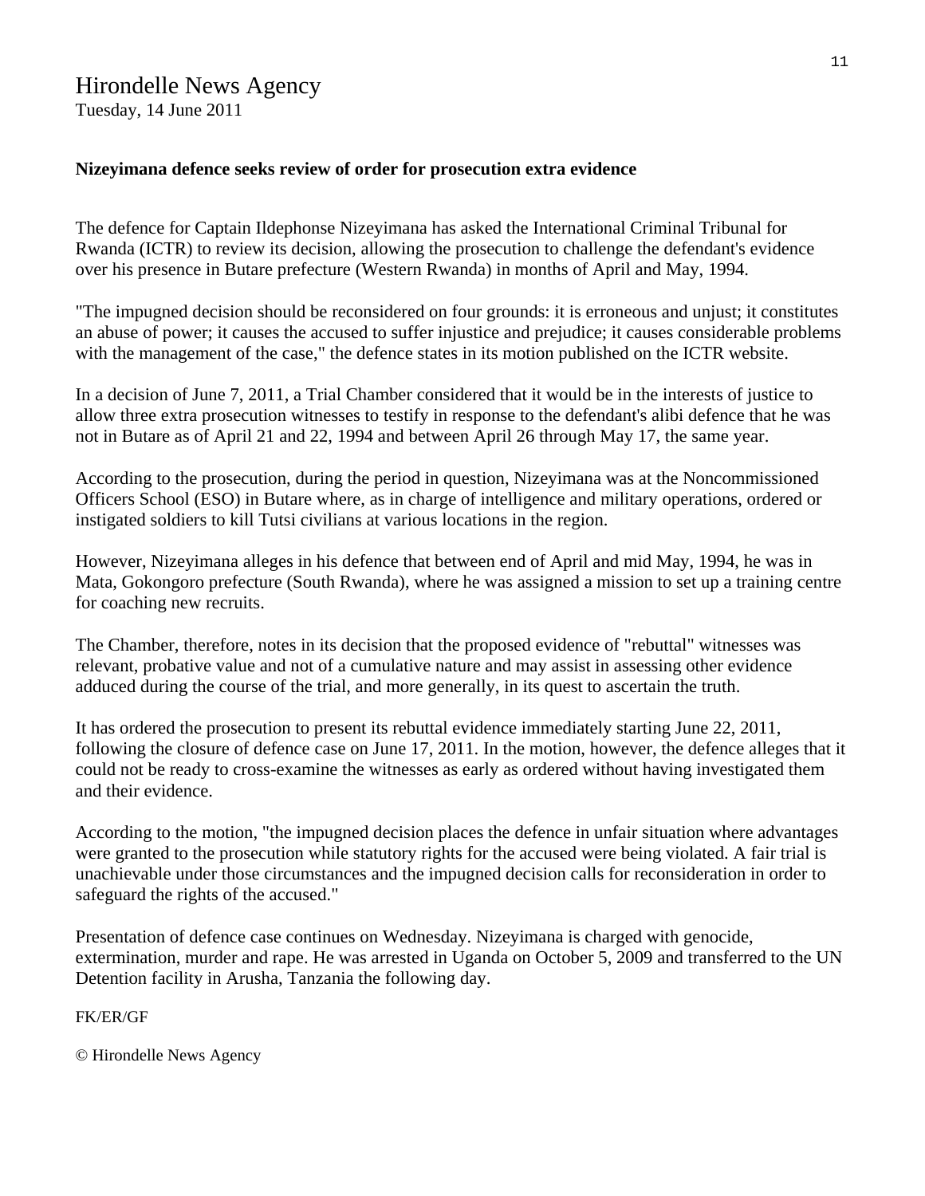Hirondelle News Agency
Tuesday, 14 June 2011

**Nizeyimana defence seeks review of order for prosecution extra evidence**

The defence for Captain Ildephonse Nizeyimana has asked the International Criminal Tribunal for Rwanda (ICTR) to review its decision, allowing the prosecution to challenge the defendant's evidence over his presence in Butare prefecture (Western Rwanda) in months of April and May, 1994.

"The impugned decision should be reconsidered on four grounds: it is erroneous and unjust; it constitutes an abuse of power; it causes the accused to suffer injustice and prejudice; it causes considerable problems with the management of the case," the defence states in its motion published on the ICTR website.

In a decision of June 7, 2011, a Trial Chamber considered that it would be in the interests of justice to allow three extra prosecution witnesses to testify in response to the defendant's alibi defence that he was not in Butare as of April 21 and 22, 1994 and between April 26 through May 17, the same year.

According to the prosecution, during the period in question, Nizeyimana was at the Noncommissioned Officers School (ESO) in Butare where, as in charge of intelligence and military operations, ordered or instigated soldiers to kill Tutsi civilians at various locations in the region.

However, Nizeyimana alleges in his defence that between end of April and mid May, 1994, he was in Mata, Gokongoro prefecture (South Rwanda), where he was assigned a mission to set up a training centre for coaching new recruits.

The Chamber, therefore, notes in its decision that the proposed evidence of "rebuttal" witnesses was relevant, probative value and not of a cumulative nature and may assist in assessing other evidence adduced during the course of the trial, and more generally, in its quest to ascertain the truth.

It has ordered the prosecution to present its rebuttal evidence immediately starting June 22, 2011, following the closure of defence case on June 17, 2011. In the motion, however, the defence alleges that it could not be ready to cross-examine the witnesses as early as ordered without having investigated them and their evidence.

According to the motion, "the impugned decision places the defence in unfair situation where advantages were granted to the prosecution while statutory rights for the accused were being violated. A fair trial is unachievable under those circumstances and the impugned decision calls for reconsideration in order to safeguard the rights of the accused."

Presentation of defence case continues on Wednesday. Nizeyimana is charged with genocide, extermination, murder and rape. He was arrested in Uganda on October 5, 2009 and transferred to the UN Detention facility in Arusha, Tanzania the following day.

FK/ER/GF

© Hirondelle News Agency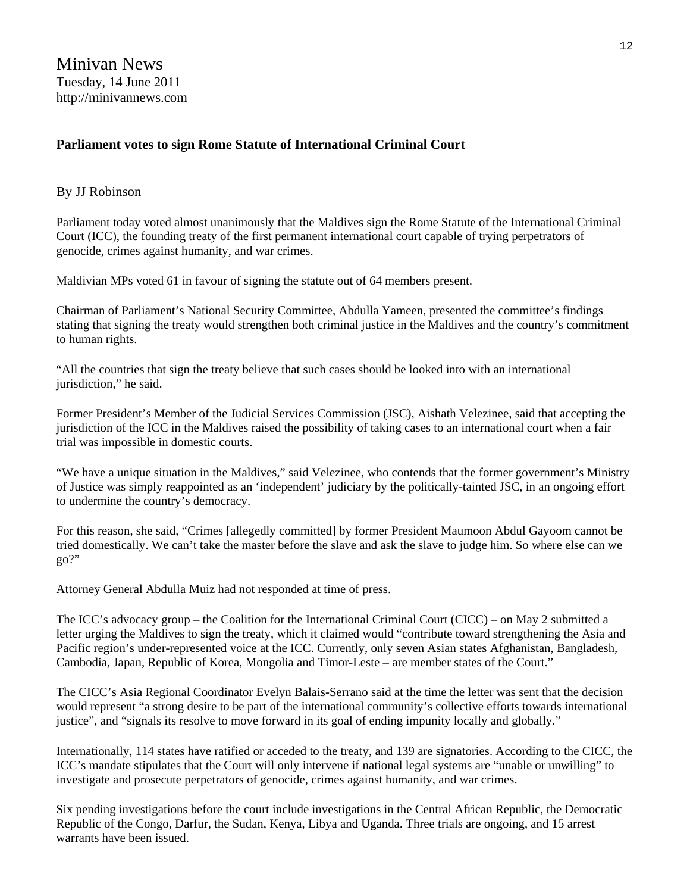Minivan News
Tuesday, 14 June 2011
http://minivannews.com

**Parliament votes to sign Rome Statute of International Criminal Court**

By JJ Robinson

Parliament today voted almost unanimously that the Maldives sign the Rome Statute of the International Criminal Court (ICC), the founding treaty of the first permanent international court capable of trying perpetrators of genocide, crimes against humanity, and war crimes.

Maldivian MPs voted 61 in favour of signing the statute out of 64 members present.

Chairman of Parliament's National Security Committee, Abdulla Yameen, presented the committee's findings stating that signing the treaty would strengthen both criminal justice in the Maldives and the country's commitment to human rights.

"All the countries that sign the treaty believe that such cases should be looked into with an international jurisdiction," he said.

Former President's Member of the Judicial Services Commission (JSC), Aishath Velezinee, said that accepting the jurisdiction of the ICC in the Maldives raised the possibility of taking cases to an international court when a fair trial was impossible in domestic courts.

"We have a unique situation in the Maldives," said Velezinee, who contends that the former government's Ministry of Justice was simply reappointed as an 'independent' judiciary by the politically-tainted JSC, in an ongoing effort to undermine the country's democracy.

For this reason, she said, "Crimes [allegedly committed] by former President Maumoon Abdul Gayoom cannot be tried domestically. We can't take the master before the slave and ask the slave to judge him. So where else can we go?"

Attorney General Abdulla Muiz had not responded at time of press.

The ICC's advocacy group – the Coalition for the International Criminal Court (CICC) – on May 2 submitted a letter urging the Maldives to sign the treaty, which it claimed would "contribute toward strengthening the Asia and Pacific region's under-represented voice at the ICC. Currently, only seven Asian states Afghanistan, Bangladesh, Cambodia, Japan, Republic of Korea, Mongolia and Timor-Leste – are member states of the Court."

The CICC's Asia Regional Coordinator Evelyn Balais-Serrano said at the time the letter was sent that the decision would represent "a strong desire to be part of the international community's collective efforts towards international justice", and "signals its resolve to move forward in its goal of ending impunity locally and globally."

Internationally, 114 states have ratified or acceded to the treaty, and 139 are signatories. According to the CICC, the ICC's mandate stipulates that the Court will only intervene if national legal systems are "unable or unwilling" to investigate and prosecute perpetrators of genocide, crimes against humanity, and war crimes.

Six pending investigations before the court include investigations in the Central African Republic, the Democratic Republic of the Congo, Darfur, the Sudan, Kenya, Libya and Uganda. Three trials are ongoing, and 15 arrest warrants have been issued.